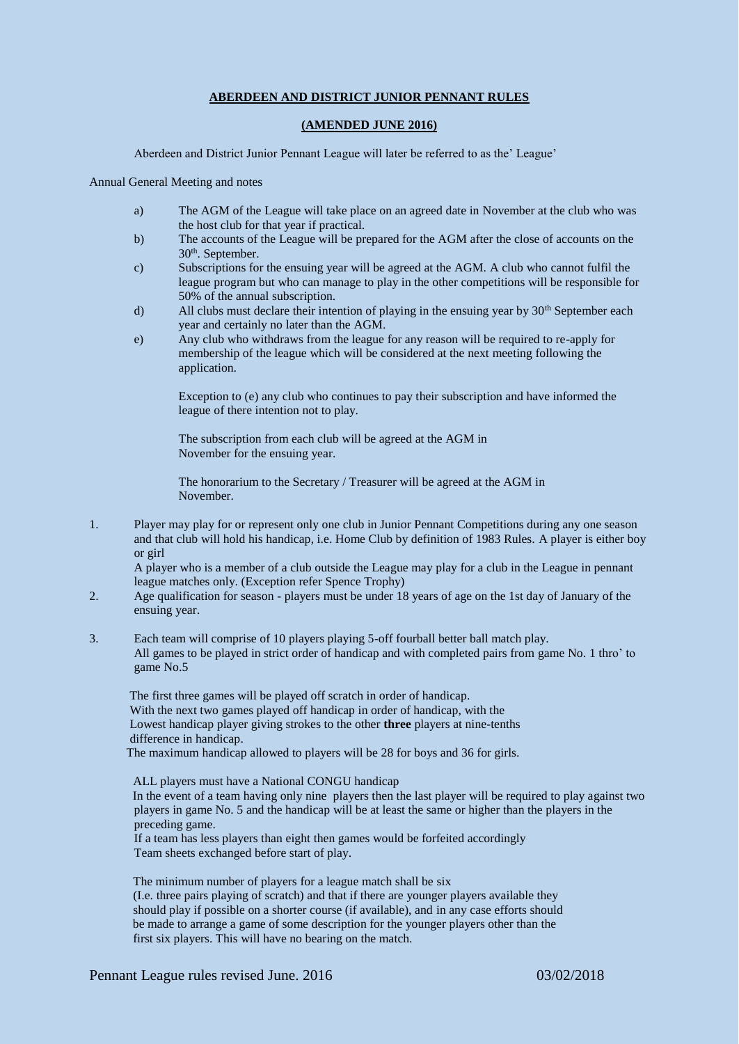**ABERDEEN AND DISTRICT JUNIOR PENNANT RULES**

**(AMENDED JUNE 2016)**

Aberdeen and District Junior Pennant League will later be referred to as the' League'

Annual General Meeting and notes

a) The AGM of the League will take place on an agreed date in November at the club who was the host club for that year if practical.

b) The accounts of the League will be prepared for the AGM after the close of accounts on the 30th. September.

c) Subscriptions for the ensuing year will be agreed at the AGM. A club who cannot fulfil the league program but who can manage to play in the other competitions will be responsible for 50% of the annual subscription.

d) All clubs must declare their intention of playing in the ensuing year by 30th September each year and certainly no later than the AGM.

e) Any club who withdraws from the league for any reason will be required to re-apply for membership of the league which will be considered at the next meeting following the application.

Exception to (e) any club who continues to pay their subscription and have informed the league of there intention not to play.

The subscription from each club will be agreed at the AGM in November for the ensuing year.

The honorarium to the Secretary / Treasurer will be agreed at the AGM in November.

1. Player may play for or represent only one club in Junior Pennant Competitions during any one season and that club will hold his handicap, i.e. Home Club by definition of 1983 Rules. A player is either boy or girl
   A player who is a member of a club outside the League may play for a club in the League in pennant league matches only. (Exception refer Spence Trophy)
2. Age qualification for season - players must be under 18 years of age on the 1st day of January of the ensuing year.
3. Each team will comprise of 10 players playing 5-off fourball better ball match play.
   All games to be played in strict order of handicap and with completed pairs from game No. 1 thro' to game No.5

   The first three games will be played off scratch in order of handicap.
   With the next two games played off handicap in order of handicap, with the Lowest handicap player giving strokes to the other **three** players at nine-tenths difference in handicap.
   The maximum handicap allowed to players will be 28 for boys and 36 for girls.

   ALL players must have a National CONGU handicap
   In the event of a team having only nine players then the last player will be required to play against two players in game No. 5 and the handicap will be at least the same or higher than the players in the preceding game.
   If a team has less players than eight then games would be forfeited accordingly
   Team sheets exchanged before start of play.

   The minimum number of players for a league match shall be six
   (I.e. three pairs playing of scratch) and that if there are younger players available they should play if possible on a shorter course (if available), and in any case efforts should be made to arrange a game of some description for the younger players other than the first six players. This will have no bearing on the match.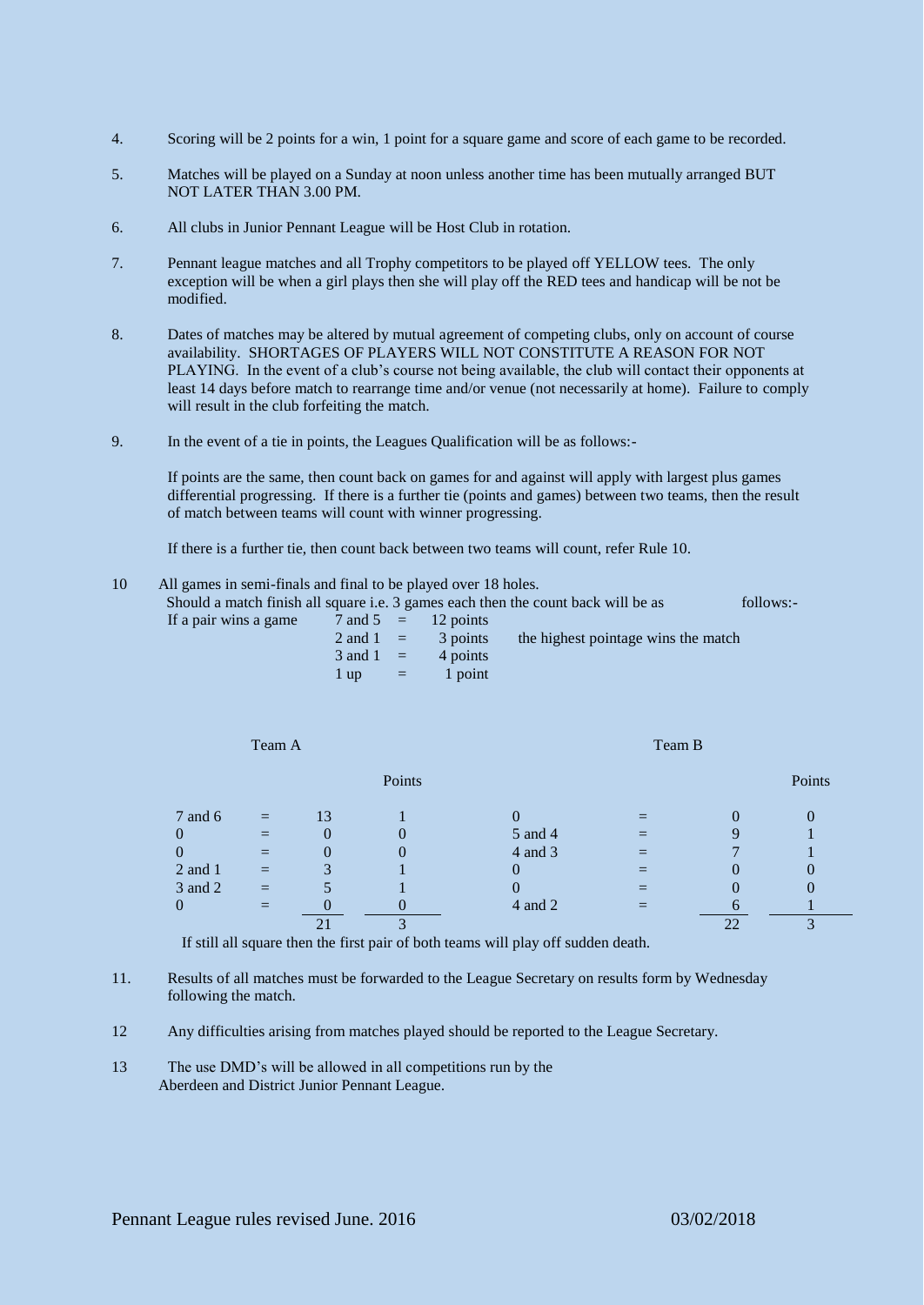4. Scoring will be 2 points for a win, 1 point for a square game and score of each game to be recorded.

5. Matches will be played on a Sunday at noon unless another time has been mutually arranged BUT NOT LATER THAN 3.00 PM.

6. All clubs in Junior Pennant League will be Host Club in rotation.

7. Pennant league matches and all Trophy competitors to be played off YELLOW tees. The only exception will be when a girl plays then she will play off the RED tees and handicap will be not be modified.

8. Dates of matches may be altered by mutual agreement of competing clubs, only on account of course availability. SHORTAGES OF PLAYERS WILL NOT CONSTITUTE A REASON FOR NOT PLAYING. In the event of a club's course not being available, the club will contact their opponents at least 14 days before match to rearrange time and/or venue (not necessarily at home). Failure to comply will result in the club forfeiting the match.

9. In the event of a tie in points, the Leagues Qualification will be as follows:-

   If points are the same, then count back on games for and against will apply with largest plus games differential progressing. If there is a further tie (points and games) between two teams, then the result of match between teams will count with winner progressing.

   If there is a further tie, then count back between two teams will count, refer Rule 10.

10 All games in semi-finals and final to be played over 18 holes.
   Should a match finish all square i.e. 3 games each then the count back will be as follows:-

| | | | | |
|---|---|---|---|---|
| If a pair wins a game | 7 and 5 | = | 12 points | |
| | 2 and 1 | = | 3 points | the highest pointage wins the match |
| | 3 and 1 | = | 4 points | |
| | 1 up | = | 1 point | |

| Team A | | | | Team B | | | |
|---|---|---|---|---|---|---|---|
| | | | Points | | | | Points |
| 7 and 6 | = | 13 | 1 | 0 | = | 0 | 0 |
| 0 | = | 0 | 0 | 5 and 4 | = | 9 | 1 |
| 0 | = | 0 | 0 | 4 and 3 | = | 7 | 1 |
| 2 and 1 | = | 3 | 1 | 0 | = | 0 | 0 |
| 3 and 2 | = | 5 | 1 | 0 | = | 0 | 0 |
| 0 | = | 0 | 0 | 4 and 2 | = | 6 | 1 |
| | | 21 | 3 | | | 22 | 3 |

If still all square then the first pair of both teams will play off sudden death.

11. Results of all matches must be forwarded to the League Secretary on results form by Wednesday following the match.

12 Any difficulties arising from matches played should be reported to the League Secretary.

13 The use DMD's will be allowed in all competitions run by the Aberdeen and District Junior Pennant League.

Pennant League rules revised June. 2016 03/02/2018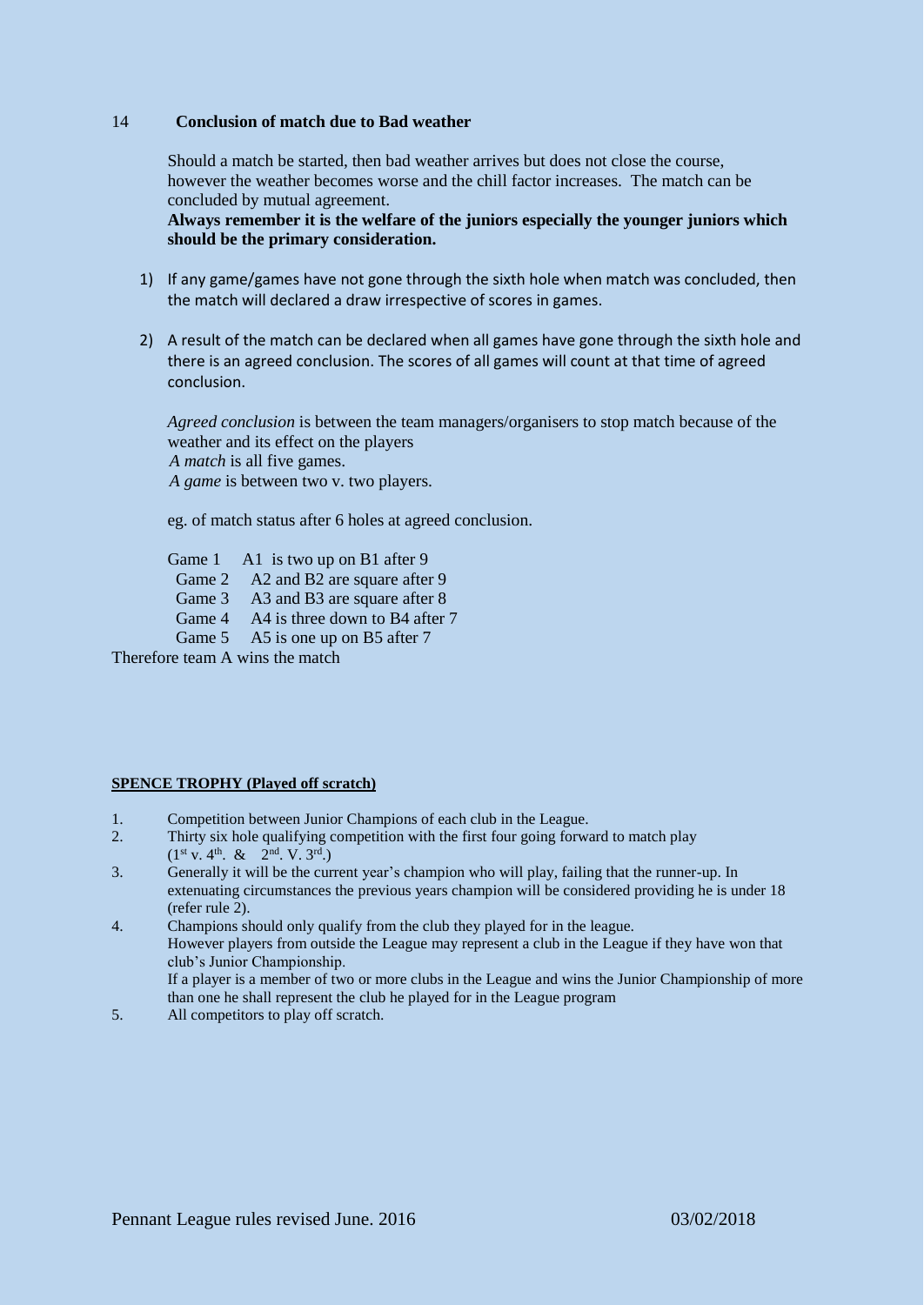## 14 Conclusion of match due to Bad weather

Should a match be started, then bad weather arrives but does not close the course, however the weather becomes worse and the chill factor increases. The match can be concluded by mutual agreement.

**Always remember it is the welfare of the juniors especially the younger juniors which should be the primary consideration.**

1) If any game/games have not gone through the sixth hole when match was concluded, then the match will declared a draw irrespective of scores in games.

2) A result of the match can be declared when all games have gone through the sixth hole and there is an agreed conclusion. The scores of all games will count at that time of agreed conclusion.

*Agreed conclusion* is between the team managers/organisers to stop match because of the weather and its effect on the players

*A match* is all five games.

*A game* is between two v. two players.

eg. of match status after 6 holes at agreed conclusion.

Game 1 A1 is two up on B1 after 9
Game 2 A2 and B2 are square after 9
Game 3 A3 and B3 are square after 8
Game 4 A4 is three down to B4 after 7
Game 5 A5 is one up on B5 after 7

Therefore team A wins the match

## SPENCE TROPHY (Played off scratch)

1. Competition between Junior Champions of each club in the League.
2. Thirty six hole qualifying competition with the first four going forward to match play (1st v. 4th. & 2nd. V. 3rd.)
3. Generally it will be the current year's champion who will play, failing that the runner-up. In extenuating circumstances the previous years champion will be considered providing he is under 18 (refer rule 2).
4. Champions should only qualify from the club they played for in the league.
   However players from outside the League may represent a club in the League if they have won that club's Junior Championship.
   If a player is a member of two or more clubs in the League and wins the Junior Championship of more than one he shall represent the club he played for in the League program
5. All competitors to play off scratch.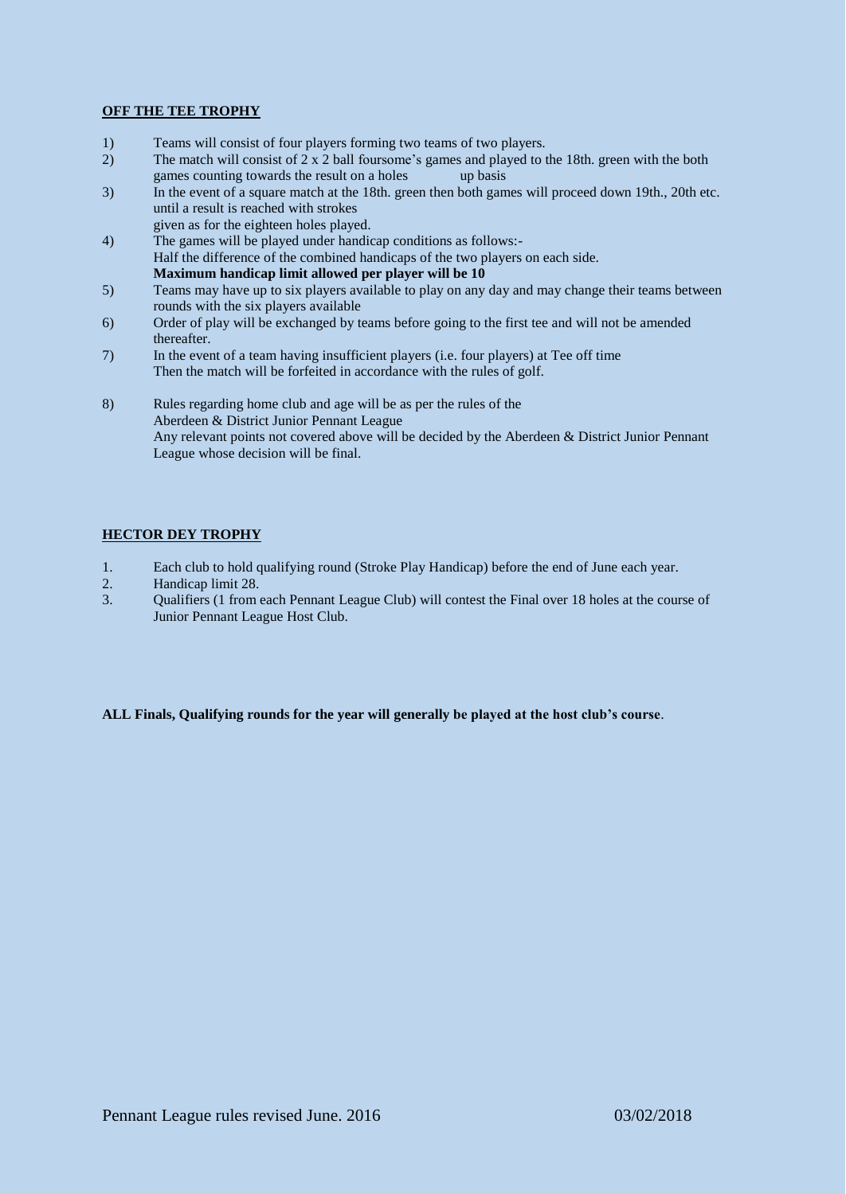**OFF THE TEE TROPHY**

1) Teams will consist of four players forming two teams of two players.
2) The match will consist of 2 x 2 ball foursome's games and played to the 18th. green with the both games counting towards the result on a holes up basis
3) In the event of a square match at the 18th. green then both games will proceed down 19th., 20th etc. until a result is reached with strokes given as for the eighteen holes played.
4) The games will be played under handicap conditions as follows:- Half the difference of the combined handicaps of the two players on each side. **Maximum handicap limit allowed per player will be 10**
5) Teams may have up to six players available to play on any day and may change their teams between rounds with the six players available
6) Order of play will be exchanged by teams before going to the first tee and will not be amended thereafter.
7) In the event of a team having insufficient players (i.e. four players) at Tee off time Then the match will be forfeited in accordance with the rules of golf.
8) Rules regarding home club and age will be as per the rules of the Aberdeen & District Junior Pennant League Any relevant points not covered above will be decided by the Aberdeen & District Junior Pennant League whose decision will be final.

**HECTOR DEY TROPHY**

1. Each club to hold qualifying round (Stroke Play Handicap) before the end of June each year.
2. Handicap limit 28.
3. Qualifiers (1 from each Pennant League Club) will contest the Final over 18 holes at the course of Junior Pennant League Host Club.

**ALL Finals, Qualifying rounds for the year will generally be played at the host club's course**.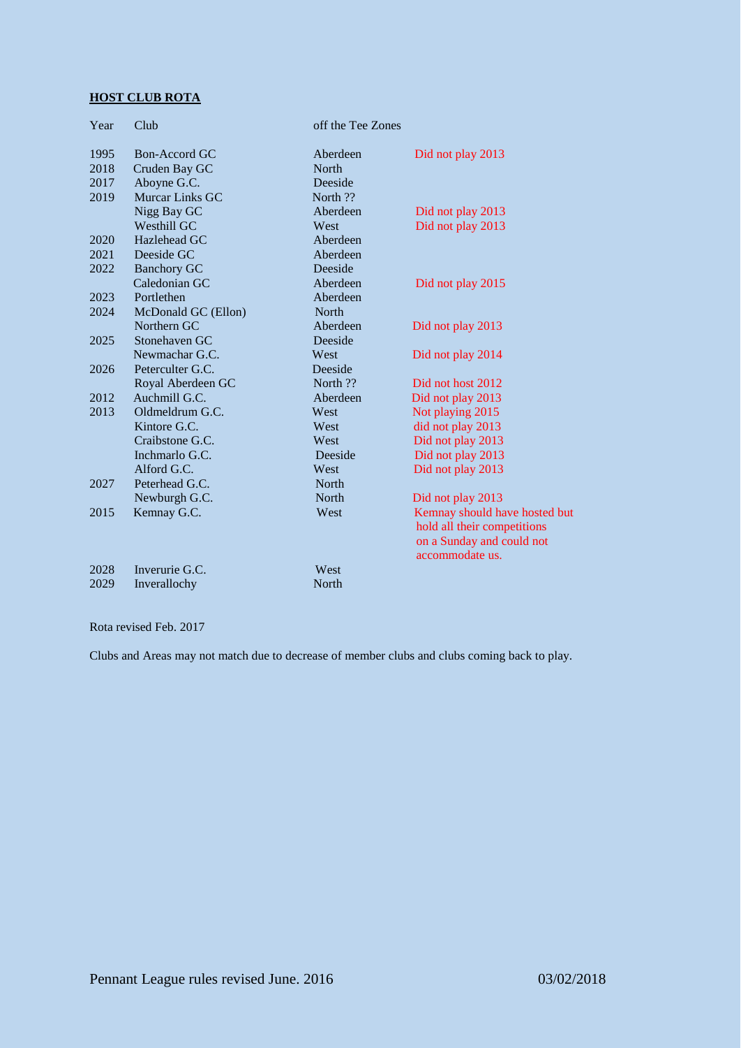**HOST CLUB ROTA**

| Year | Club | off the Tee Zones | |
|---|---|---|---|
| 1995 | Bon-Accord GC | Aberdeen | Did not play 2013 |
| 2018 | Cruden Bay GC | North | |
| 2017 | Aboyne G.C. | Deeside | |
| 2019 | Murcar Links GC | North ?? | |
| | Nigg Bay GC | Aberdeen | Did not play 2013 |
| | Westhill GC | West | Did not play 2013 |
| 2020 | Hazlehead GC | Aberdeen | |
| 2021 | Deeside GC | Aberdeen | |
| 2022 | Banchory GC | Deeside | |
| | Caledonian GC | Aberdeen | Did not play 2015 |
| 2023 | Portlethen | Aberdeen | |
| 2024 | McDonald GC (Ellon) | North | |
| | Northern GC | Aberdeen | Did not play 2013 |
| 2025 | Stonehaven GC | Deeside | |
| | Newmachar G.C. | West | Did not play 2014 |
| 2026 | Peterculter G.C. | Deeside | |
| | Royal Aberdeen GC | North ?? | Did not host 2012 |
| 2012 | Auchmill G.C. | Aberdeen | Did not play 2013 |
| 2013 | Oldmeldrum G.C. | West | Not playing 2015 |
| | Kintore G.C. | West | did not play 2013 |
| | Craibstone G.C. | West | Did not play 2013 |
| | Inchmarlo G.C. | Deeside | Did not play 2013 |
| | Alford G.C. | West | Did not play 2013 |
| 2027 | Peterhead G.C. | North | |
| | Newburgh G.C. | North | Did not play 2013 |
| 2015 | Kemnay G.C. | West | Kemnay should have hosted but hold all their competitions on a Sunday and could not accommodate us. |
| 2028 | Inverurie G.C. | West | |
| 2029 | Inverallochy | North | |

Rota revised Feb. 2017

Clubs and Areas may not match due to decrease of member clubs and clubs coming back to play.